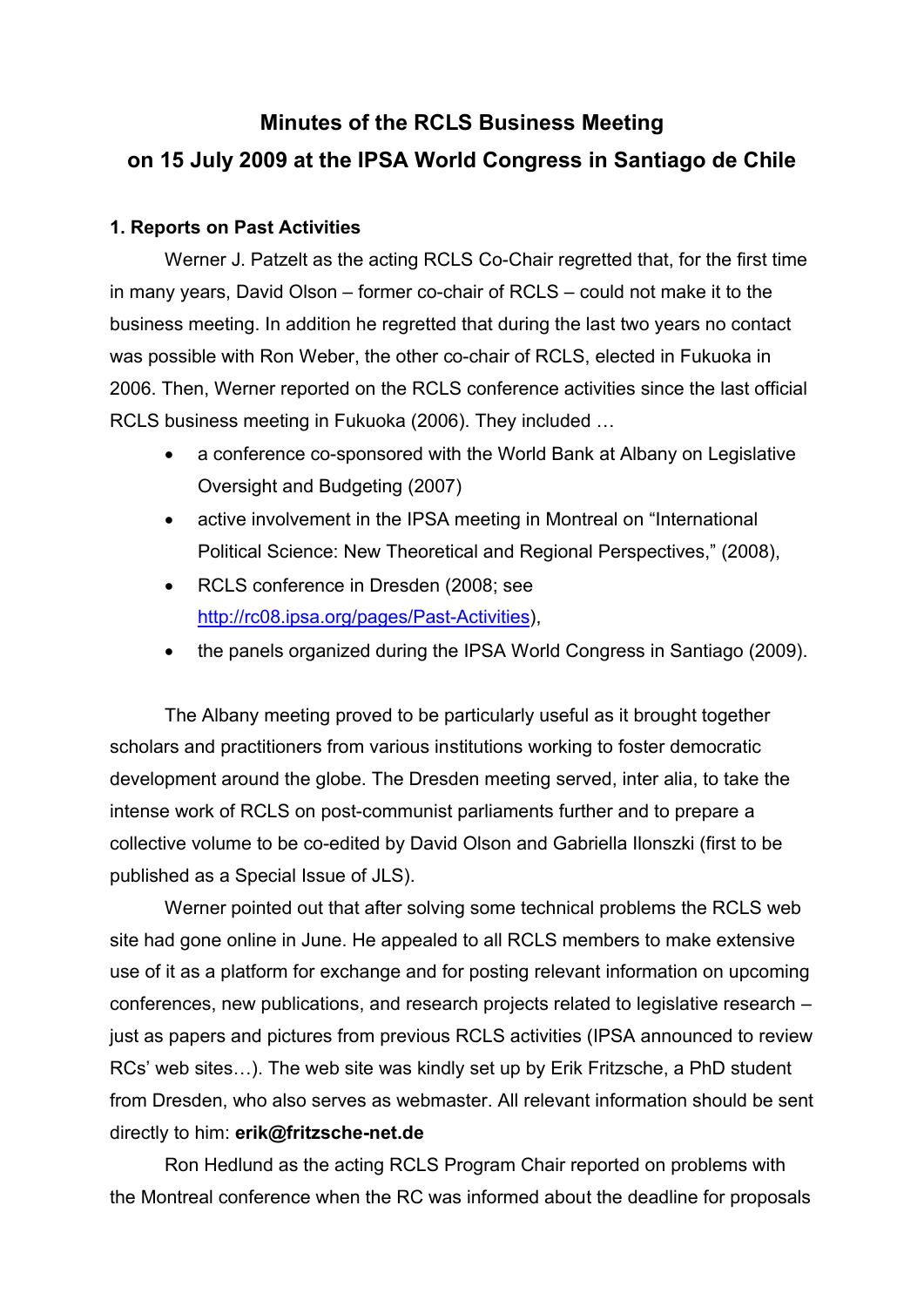# Minutes of the RCLS Business Meeting on 15 July 2009 at the IPSA World Congress in Santiago de Chile

### 1. Reports on Past Activities

Werner J. Patzelt as the acting RCLS Co-Chair regretted that, for the first time in many years, David Olson – former co-chair of RCLS – could not make it to the business meeting. In addition he regretted that during the last two years no contact was possible with Ron Weber, the other co-chair of RCLS, elected in Fukuoka in 2006. Then, Werner reported on the RCLS conference activities since the last official RCLS business meeting in Fukuoka (2006). They included …

- a conference co-sponsored with the World Bank at Albany on Legislative Oversight and Budgeting (2007)
- active involvement in the IPSA meeting in Montreal on "International Political Science: New Theoretical and Regional Perspectives," (2008),
- RCLS conference in Dresden (2008; see http://rc08.ipsa.org/pages/Past-Activities),
- the panels organized during the IPSA World Congress in Santiago (2009).

The Albany meeting proved to be particularly useful as it brought together scholars and practitioners from various institutions working to foster democratic development around the globe. The Dresden meeting served, inter alia, to take the intense work of RCLS on post-communist parliaments further and to prepare a collective volume to be co-edited by David Olson and Gabriella Ilonszki (first to be published as a Special Issue of JLS).

Werner pointed out that after solving some technical problems the RCLS web site had gone online in June. He appealed to all RCLS members to make extensive use of it as a platform for exchange and for posting relevant information on upcoming conferences, new publications, and research projects related to legislative research – just as papers and pictures from previous RCLS activities (IPSA announced to review RCs' web sites…). The web site was kindly set up by Erik Fritzsche, a PhD student from Dresden, who also serves as webmaster. All relevant information should be sent directly to him: **erik@fritzsche-net.de**

Ron Hedlund as the acting RCLS Program Chair reported on problems with the Montreal conference when the RC was informed about the deadline for proposals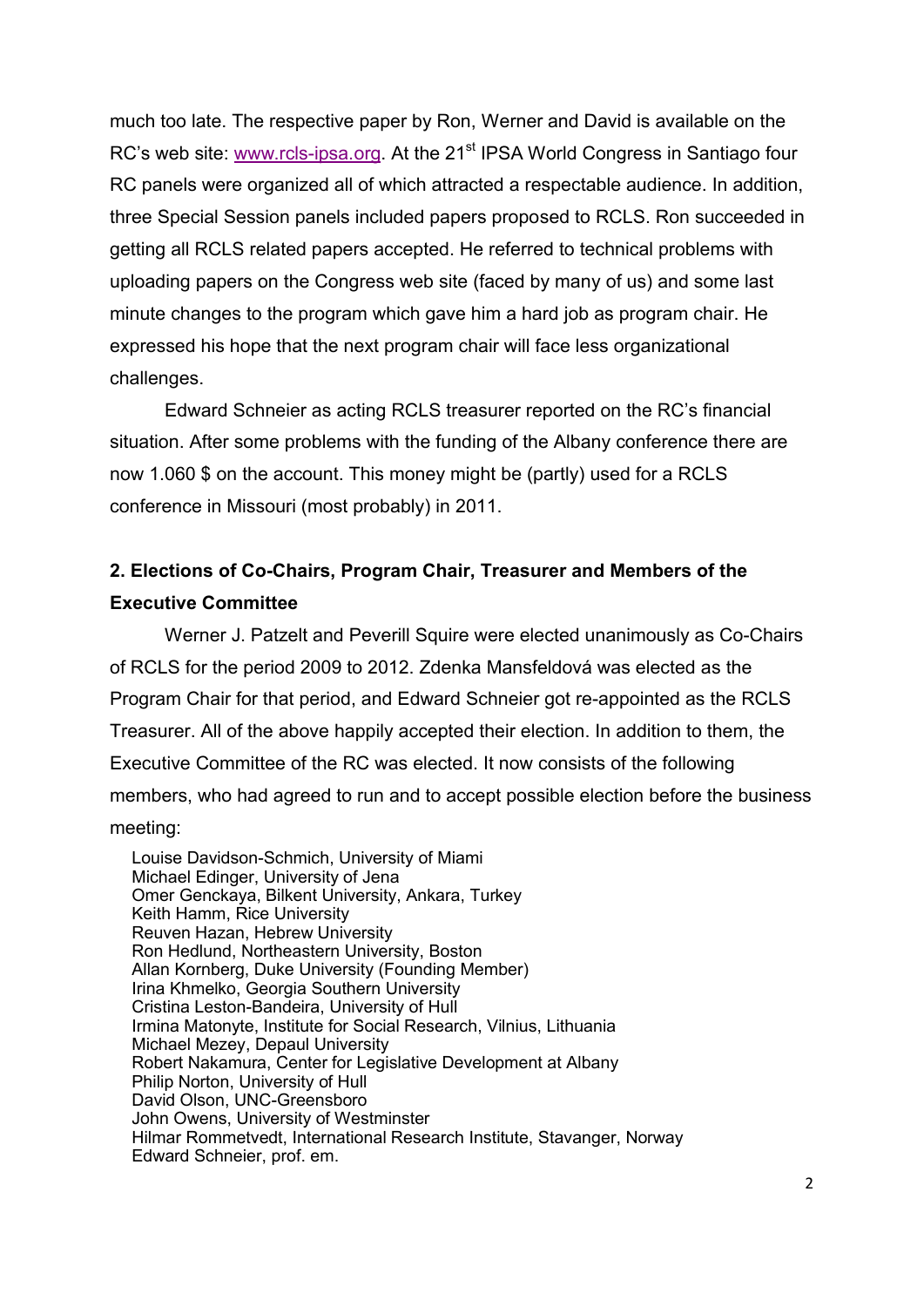much too late. The respective paper by Ron, Werner and David is available on the RC's web site: [www.rcls-ipsa.org](http://www.rcls-ipsa.org). At the 21st IPSA World Congress in Santiago four RC panels were organized all of which attracted a respectable audience. In addition, three Special Session panels included papers proposed to RCLS. Ron succeeded in getting all RCLS related papers accepted. He referred to technical problems with uploading papers on the Congress web site (faced by many of us) and some last minute changes to the program which gave him a hard job as program chair. He expressed his hope that the next program chair will face less organizational challenges.

Edward Schneier as acting RCLS treasurer reported on the RC's financial situation. After some problems with the funding of the Albany conference there are now 1.060 $ on the account. This money might be (partly) used for a RCLS conference in Missouri (most probably) in 2011.

## 2. Elections of Co-Chairs, Program Chair, Treasurer and Members of the Executive Committee

Werner J. Patzelt and Peverill Squire were elected unanimously as Co-Chairs of RCLS for the period 2009 to 2012. Zdenka Mansfeldová was elected as the Program Chair for that period, and Edward Schneier got re-appointed as the RCLS Treasurer. All of the above happily accepted their election. In addition to them, the Executive Committee of the RC was elected. It now consists of the following members, who had agreed to run and to accept possible election before the business meeting:

Louise Davidson-Schmich, University of Miami
Michael Edinger, University of Jena
Omer Genckaya, Bilkent University, Ankara, Turkey
Keith Hamm, Rice University
Reuven Hazan, Hebrew University
Ron Hedlund, Northeastern University, Boston
Allan Kornberg, Duke University (Founding Member)
Irina Khmelko, Georgia Southern University
Cristina Leston-Bandeira, University of Hull
Irmina Matonyte, Institute for Social Research, Vilnius, Lithuania
Michael Mezey, Depaul University
Robert Nakamura, Center for Legislative Development at Albany
Philip Norton, University of Hull
David Olson, UNC-Greensboro
John Owens, University of Westminster
Hilmar Rommetvedt, International Research Institute, Stavanger, Norway
Edward Schneier, prof. em.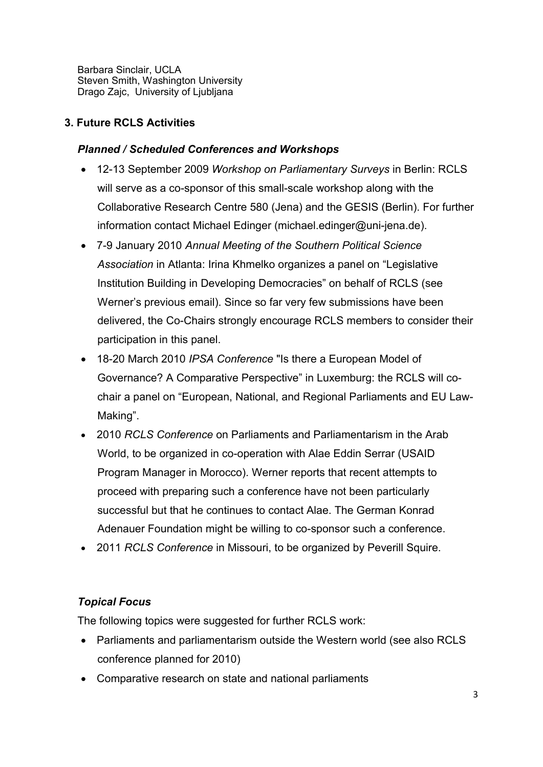Barbara Sinclair, UCLA
Steven Smith, Washington University
Drago Zajc, University of Ljubljana

## 3. Future RCLS Activities

### *Planned / Scheduled Conferences and Workshops*

- 12-13 September 2009 *Workshop on Parliamentary Surveys* in Berlin: RCLS will serve as a co-sponsor of this small-scale workshop along with the Collaborative Research Centre 580 (Jena) and the GESIS (Berlin). For further information contact Michael Edinger (michael.edinger@uni-jena.de).
- 7-9 January 2010 *Annual Meeting of the Southern Political Science Association* in Atlanta: Irina Khmelko organizes a panel on "Legislative Institution Building in Developing Democracies" on behalf of RCLS (see Werner's previous email). Since so far very few submissions have been delivered, the Co-Chairs strongly encourage RCLS members to consider their participation in this panel.
- 18-20 March 2010 *IPSA Conference* "Is there a European Model of Governance? A Comparative Perspective" in Luxemburg: the RCLS will co-chair a panel on "European, National, and Regional Parliaments and EU Law-Making".
- 2010 *RCLS Conference* on Parliaments and Parliamentarism in the Arab World, to be organized in co-operation with Alae Eddin Serrar (USAID Program Manager in Morocco). Werner reports that recent attempts to proceed with preparing such a conference have not been particularly successful but that he continues to contact Alae. The German Konrad Adenauer Foundation might be willing to co-sponsor such a conference.
- 2011 *RCLS Conference* in Missouri, to be organized by Peverill Squire.

### *Topical Focus*

The following topics were suggested for further RCLS work:

- Parliaments and parliamentarism outside the Western world (see also RCLS conference planned for 2010)
- Comparative research on state and national parliaments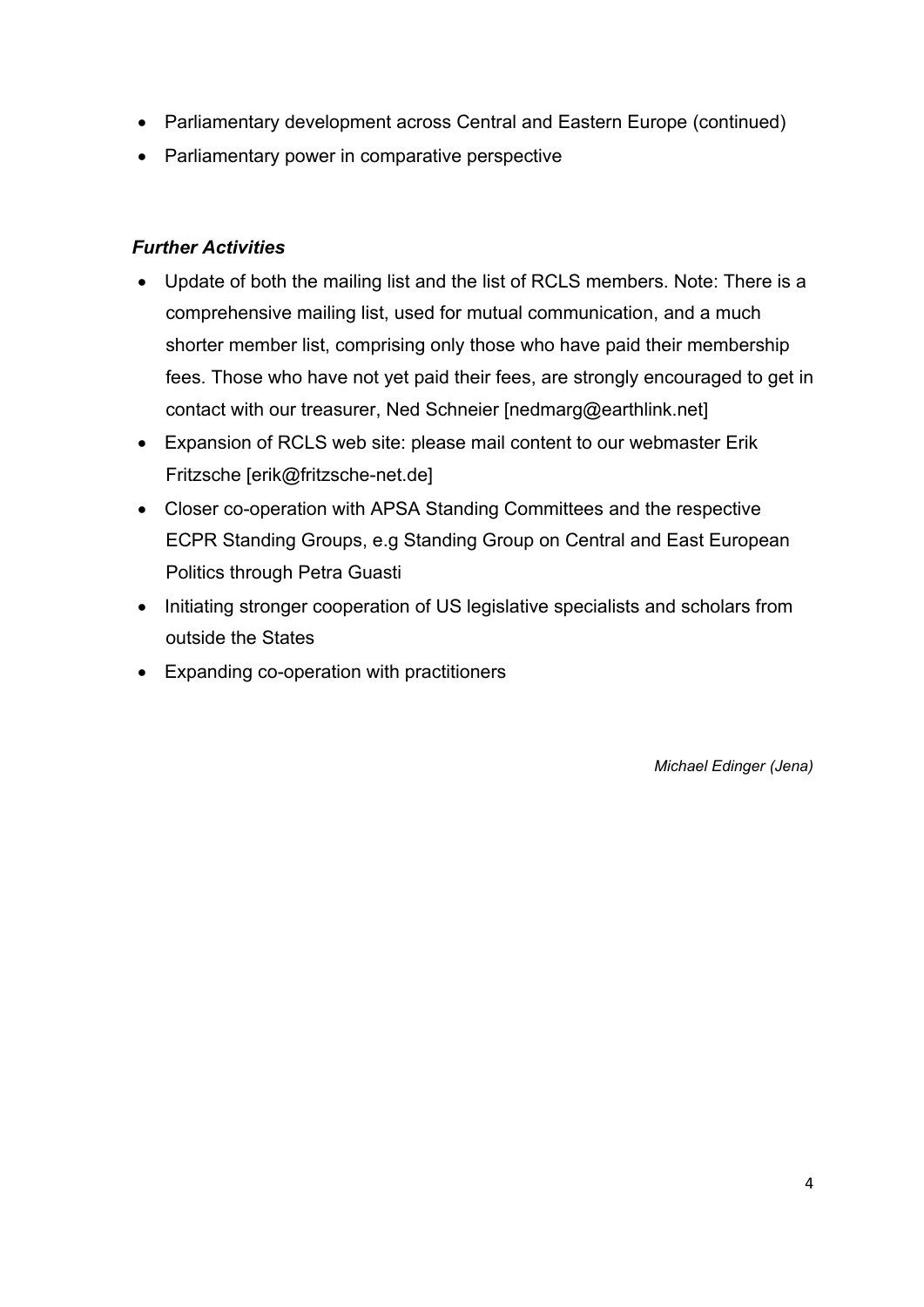- Parliamentary development across Central and Eastern Europe (continued)
- Parliamentary power in comparative perspective

***Further Activities***

- Update of both the mailing list and the list of RCLS members. Note: There is a comprehensive mailing list, used for mutual communication, and a much shorter member list, comprising only those who have paid their membership fees. Those who have not yet paid their fees, are strongly encouraged to get in contact with our treasurer, Ned Schneier [nedmarg@earthlink.net]
- Expansion of RCLS web site: please mail content to our webmaster Erik Fritzsche [erik@fritzsche-net.de]
- Closer co-operation with APSA Standing Committees and the respective ECPR Standing Groups, e.g Standing Group on Central and East European Politics through Petra Guasti
- Initiating stronger cooperation of US legislative specialists and scholars from outside the States
- Expanding co-operation with practitioners

*Michael Edinger (Jena)*